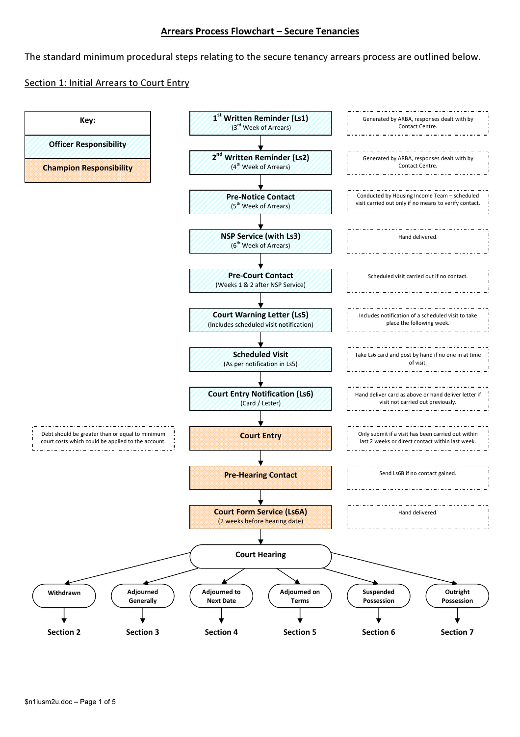# Arrears Process Flowchart – Secure Tenancies

The standard minimum procedural steps relating to the secure tenancy arrears process are outlined below.

## Section 1: Initial Arrears to Court Entry

**Key:**

- **Officer Responsibility**
- **Champion Responsibility**

| Step | Responsibility | Notes |
| --- | --- | --- |
| **1st Written Reminder (Ls1)** (3rd Week of Arrears) | Officer | Generated by ARBA, responses dealt with by Contact Centre. |
| **2nd Written Reminder (Ls2)** (4th Week of Arrears) | Officer | Generated by ARBA, responses dealt with by Contact Centre. |
| **Pre-Notice Contact** (5th Week of Arrears) | Officer | Conducted by Housing Income Team – scheduled visit carried out only if no means to verify contact. |
| **NSP Service (with Ls3)** (6th Week of Arrears) | Officer | Hand delivered. |
| **Pre-Court Contact** (Weeks 1 & 2 after NSP Service) | Officer | Scheduled visit carried out if no contact. |
| **Court Warning Letter (Ls5)** (Includes scheduled visit notification) | Officer | Includes notification of a scheduled visit to take place the following week. |
| **Scheduled Visit** (As per notification in Ls5) | Officer | Take Ls6 card and post by hand if no one in at time of visit. |
| **Court Entry Notification (Ls6)** (Card / Letter) | Officer | Hand deliver card as above or hand deliver letter if visit not carried out previously. |
| **Court Entry** | Champion | Only submit if a visit has been carried out within last 2 weeks or direct contact within last week. Debt should be greater than or equal to minimum court costs which could be applied to the account. |
| **Pre-Hearing Contact** | Champion | Send Ls6B if no contact gained. |
| **Court Form Service (Ls6A)** (2 weeks before hearing date) | Champion | Hand delivered. |
| **Court Hearing** | | |

**Court Hearing outcomes:**

- **Withdrawn** → Section 2
- **Adjourned Generally** → Section 3
- **Adjourned to Next Date** → Section 4
- **Adjourned on Terms** → Section 5
- **Suspended Possession** → Section 6
- **Outright Possession** → Section 7

$n1iusm2u.doc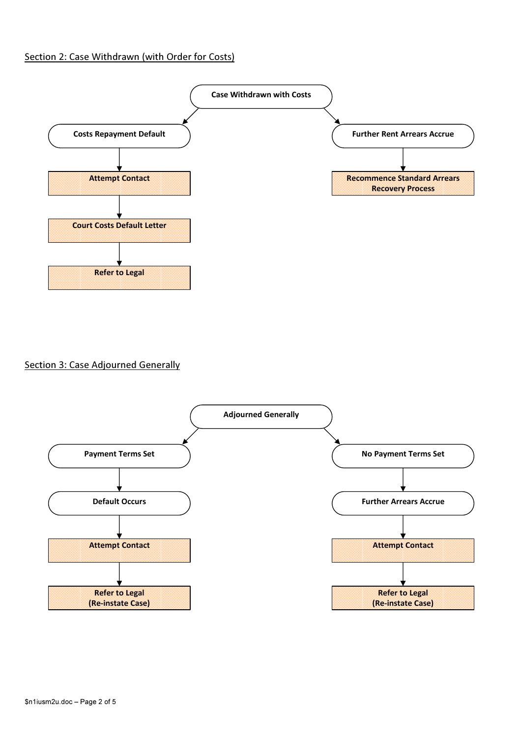## Section 2: Case Withdrawn (with Order for Costs)

**Case Withdrawn with Costs**

- **Costs Repayment Default**
  - **Attempt Contact**
  - **Court Costs Default Letter**
  - **Refer to Legal**
- **Further Rent Arrears Accrue**
  - **Recommence Standard Arrears Recovery Process**

## Section 3: Case Adjourned Generally

**Adjourned Generally**

- **Payment Terms Set**
  - **Default Occurs**
  - **Attempt Contact**
  - **Refer to Legal (Re-instate Case)**
- **No Payment Terms Set**
  - **Further Arrears Accrue**
  - **Attempt Contact**
  - **Refer to Legal (Re-instate Case)**

$n1iusm2u.doc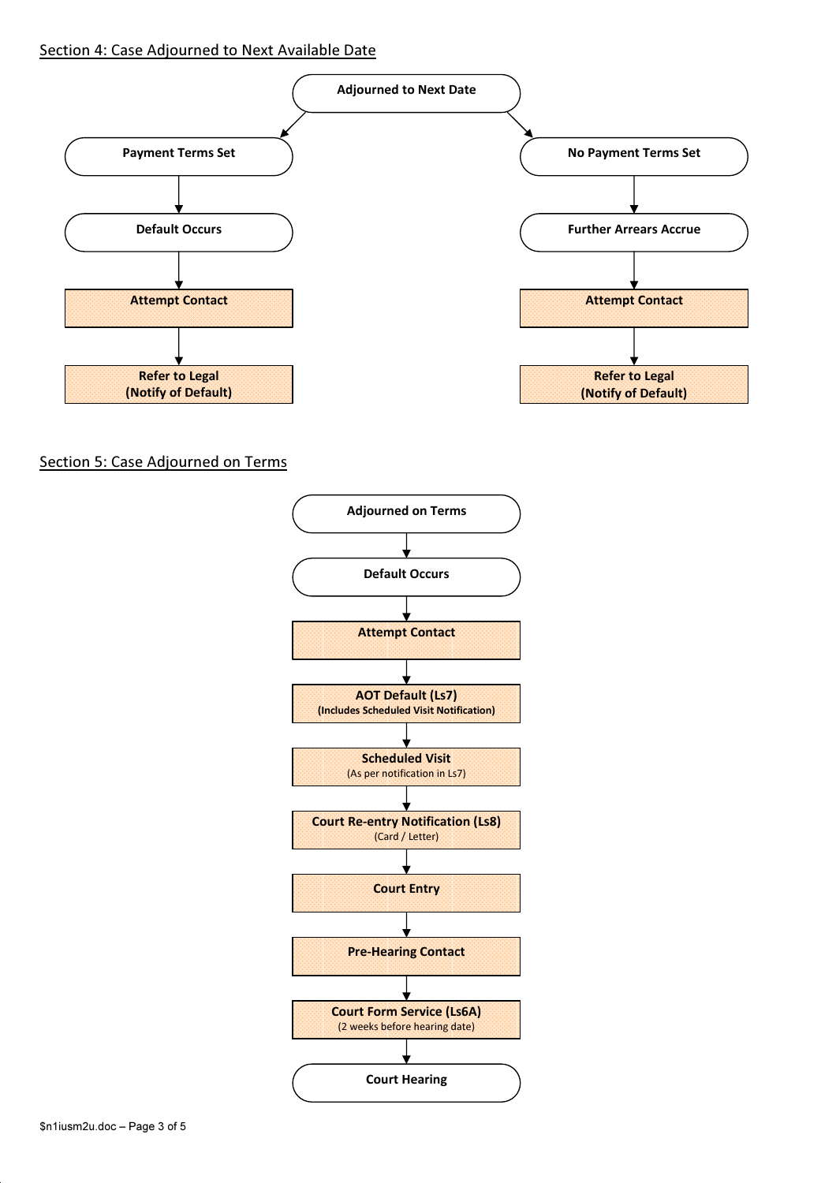## Section 4: Case Adjourned to Next Available Date

**Adjourned to Next Date**

- **Payment Terms Set**
  - **Default Occurs**
  - **Attempt Contact**
  - **Refer to Legal (Notify of Default)**
- **No Payment Terms Set**
  - **Further Arrears Accrue**
  - **Attempt Contact**
  - **Refer to Legal (Notify of Default)**

## Section 5: Case Adjourned on Terms

1. **Adjourned on Terms**
2. **Default Occurs**
3. **Attempt Contact**
4. **AOT Default (Ls7)** (Includes Scheduled Visit Notification)
5. **Scheduled Visit** (As per notification in Ls7)
6. **Court Re-entry Notification (Ls8)** (Card / Letter)
7. **Court Entry**
8. **Pre-Hearing Contact**
9. **Court Form Service (Ls6A)** (2 weeks before hearing date)
10. **Court Hearing**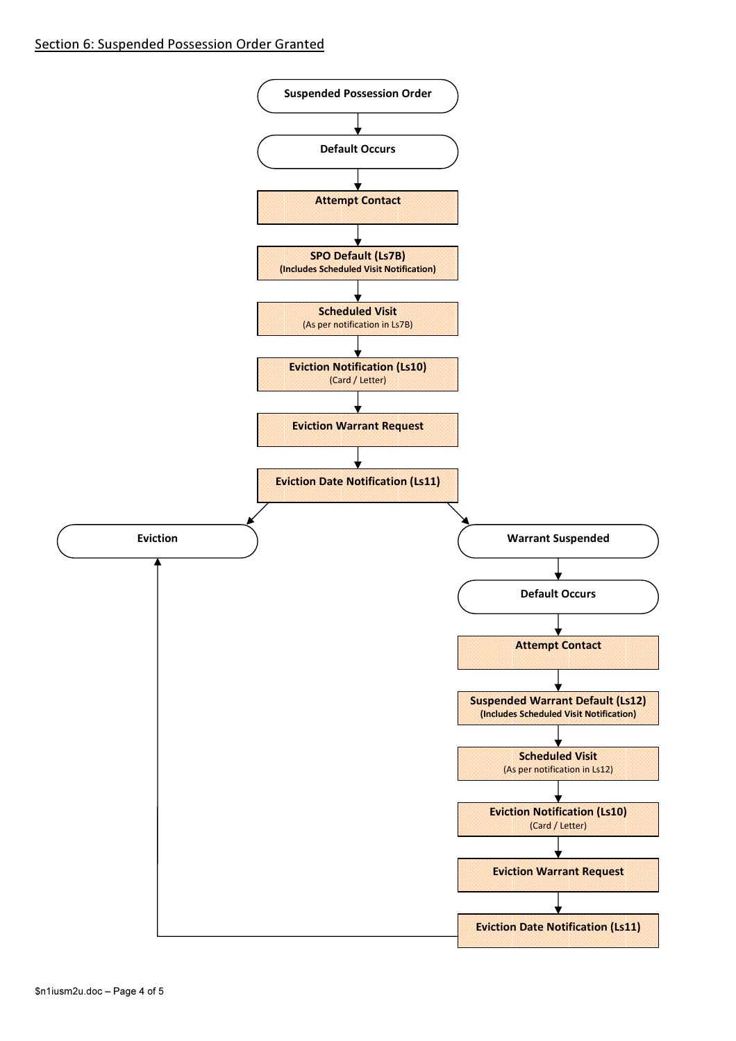## Section 6: Suspended Possession Order Granted

**Suspended Possession Order**

↓

**Default Occurs**

↓

**Attempt Contact**

↓

**SPO Default (Ls7B)**
**(Includes Scheduled Visit Notification)**

↓

**Scheduled Visit**
(As per notification in Ls7B)

↓

**Eviction Notification (Ls10)**
(Card / Letter)

↓

**Eviction Warrant Request**

↓

**Eviction Date Notification (Ls11)**

→ **Eviction**

→ **Warrant Suspended**

↓

**Default Occurs**

↓

**Attempt Contact**

↓

**Suspended Warrant Default (Ls12)**
**(Includes Scheduled Visit Notification)**

↓

**Scheduled Visit**
(As per notification in Ls12)

↓

**Eviction Notification (Ls10)**
(Card / Letter)

↓

**Eviction Warrant Request**

↓

**Eviction Date Notification (Ls11)**

→ **Eviction**

$n1iusm2u.doc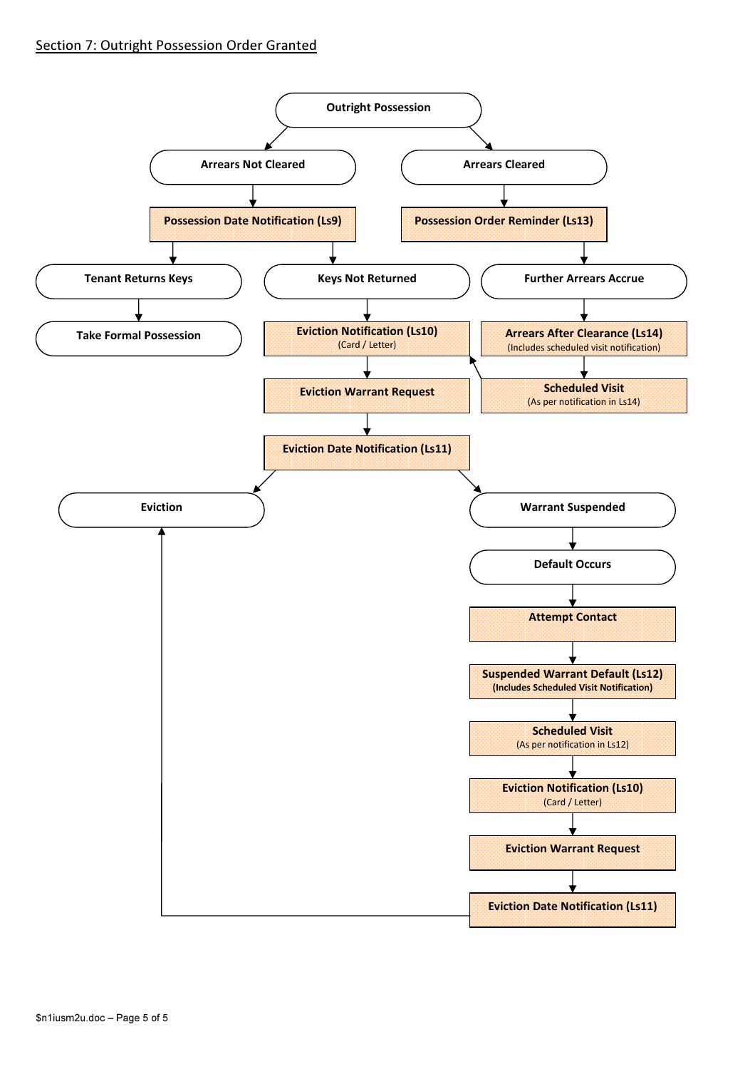Section 7: Outright Possession Order Granted

Outright Possession

Arrears Not Cleared

Arrears Cleared

Possession Date Notification (Ls9)

Possession Order Reminder (Ls13)

Tenant Returns Keys

Keys Not Returned

Further Arrears Accrue

Take Formal Possession

Eviction Notification (Ls10)
(Card / Letter)

Arrears After Clearance (Ls14)
(Includes scheduled visit notification)

Eviction Warrant Request

Scheduled Visit
(As per notification in Ls14)

Eviction Date Notification (Ls11)

Eviction

Warrant Suspended

Default Occurs

Attempt Contact

Suspended Warrant Default (Ls12)
(Includes Scheduled Visit Notification)

Scheduled Visit
(As per notification in Ls12)

Eviction Notification (Ls10)
(Card / Letter)

Eviction Warrant Request

Eviction Date Notification (Ls11)